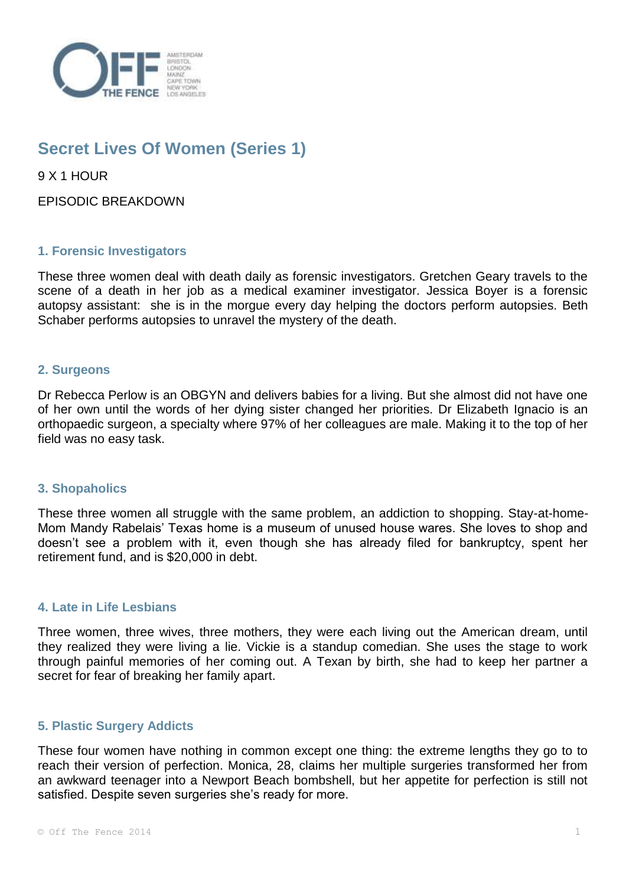# Secret Lives Of Women (Series 1)

9 X 1 HOUR

EPISODIC BREAKDOWN

### 1. Forensic Investigators

These three women deal with death daily as forensic investigators. Gretchen Geary travels to the scene of a death in her job as a medical examiner investigator. Jessica Boyer is a forensic autopsy assistant: she is in the morgue every day helping the doctors perform autopsies. Beth Schaber performs autopsies to unravel the mystery of the death.

### 2. Surgeons

Dr Rebecca Perlow is an OBGYN and delivers babies for a living. But she almost did not have one of her own until the words of her dying sister changed her priorities. Dr Elizabeth Ignacio is an orthopaedic surgeon, a specialty where 97% of her colleagues are male. Making it to the top of her field was no easy task.

### 3. Shopaholics

These three women all struggle with the same problem, an addiction to shopping. Stay-at-home-Mom Mandy Rabelais' Texas home is a museum of unused house wares. She loves to shop and doesn't see a problem with it, even though she has already filed for bankruptcy, spent her retirement fund, and is $20,000 in debt.

### 4. Late in Life Lesbians

Three women, three wives, three mothers, they were each living out the American dream, until they realized they were living a lie. Vickie is a standup comedian. She uses the stage to work through painful memories of her coming out. A Texan by birth, she had to keep her partner a secret for fear of breaking her family apart.

### 5. Plastic Surgery Addicts

These four women have nothing in common except one thing: the extreme lengths they go to to reach their version of perfection. Monica, 28, claims her multiple surgeries transformed her from an awkward teenager into a Newport Beach bombshell, but her appetite for perfection is still not satisfied. Despite seven surgeries she's ready for more.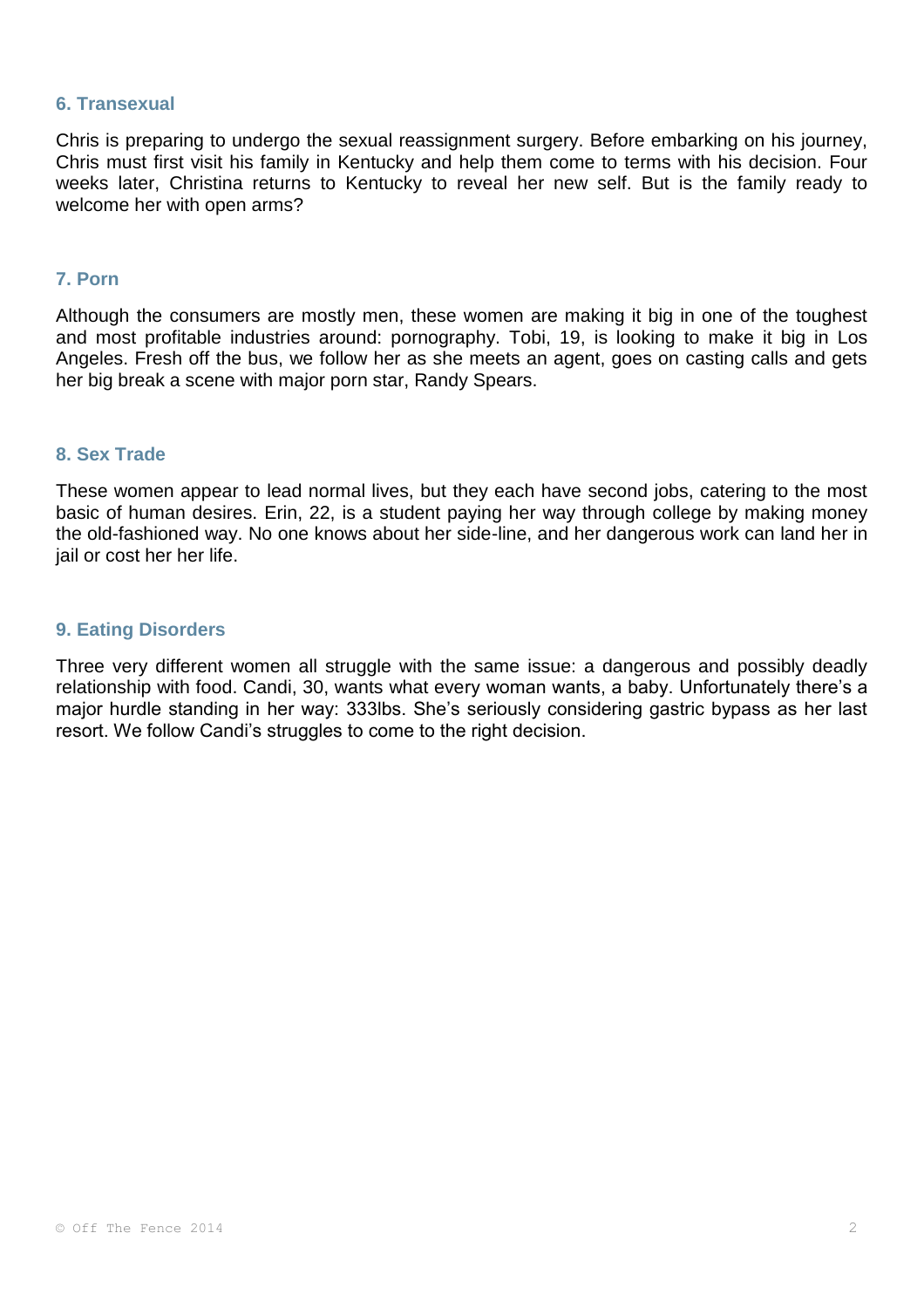### 6. Transexual

Chris is preparing to undergo the sexual reassignment surgery. Before embarking on his journey, Chris must first visit his family in Kentucky and help them come to terms with his decision. Four weeks later, Christina returns to Kentucky to reveal her new self. But is the family ready to welcome her with open arms?

### 7. Porn

Although the consumers are mostly men, these women are making it big in one of the toughest and most profitable industries around: pornography. Tobi, 19, is looking to make it big in Los Angeles. Fresh off the bus, we follow her as she meets an agent, goes on casting calls and gets her big break a scene with major porn star, Randy Spears.

### 8. Sex Trade

These women appear to lead normal lives, but they each have second jobs, catering to the most basic of human desires. Erin, 22, is a student paying her way through college by making money the old-fashioned way. No one knows about her side-line, and her dangerous work can land her in jail or cost her her life.

### 9. Eating Disorders

Three very different women all struggle with the same issue: a dangerous and possibly deadly relationship with food. Candi, 30, wants what every woman wants, a baby. Unfortunately there's a major hurdle standing in her way: 333lbs. She's seriously considering gastric bypass as her last resort. We follow Candi's struggles to come to the right decision.

© Off The Fence 2014